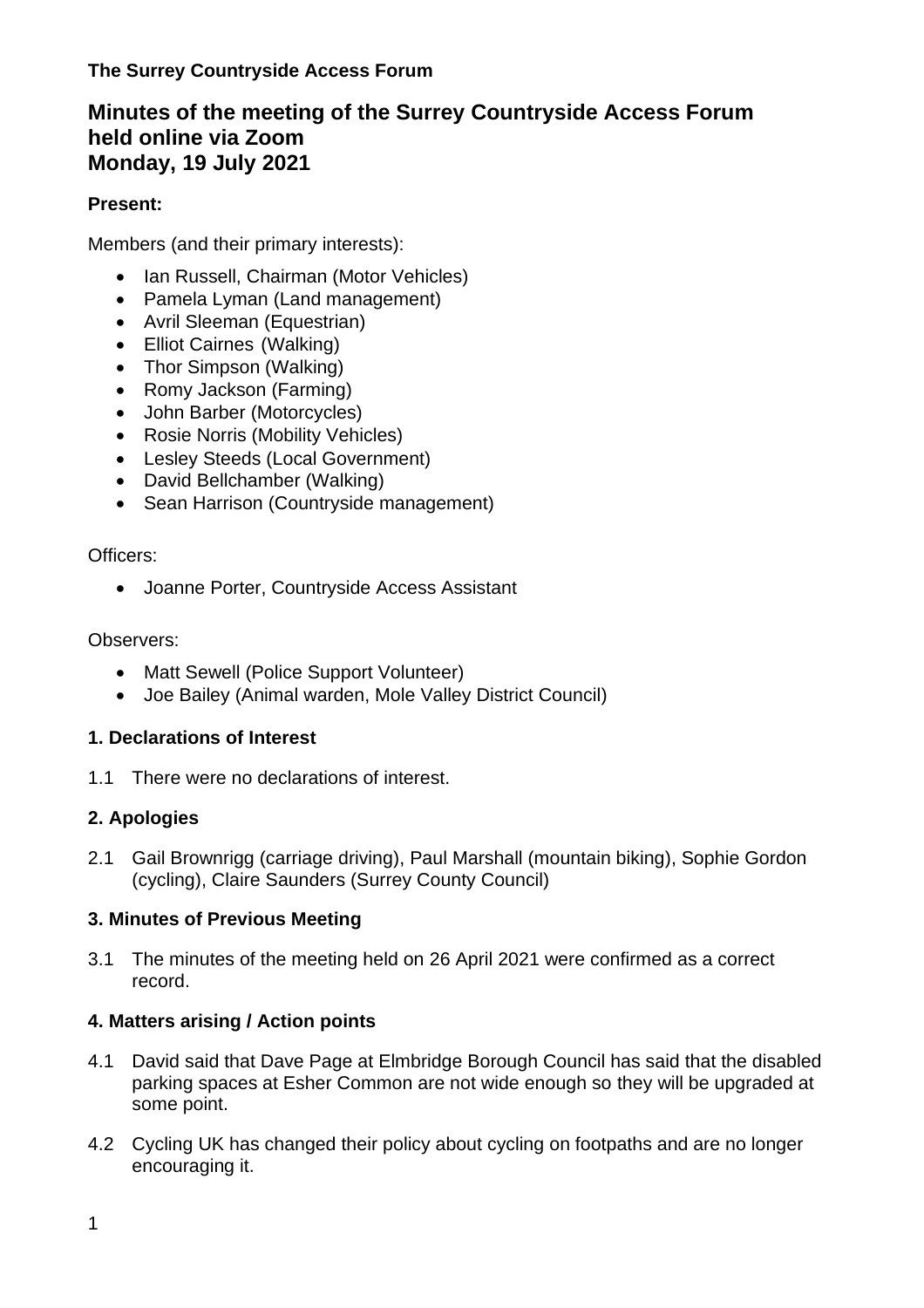**The Surrey Countryside Access Forum**

# Minutes of the meeting of the Surrey Countryside Access Forum held online via Zoom Monday, 19 July 2021

**Present:**

Members (and their primary interests):

- Ian Russell, Chairman (Motor Vehicles)
- Pamela Lyman (Land management)
- Avril Sleeman (Equestrian)
- Elliot Cairnes (Walking)
- Thor Simpson (Walking)
- Romy Jackson (Farming)
- John Barber (Motorcycles)
- Rosie Norris (Mobility Vehicles)
- Lesley Steeds (Local Government)
- David Bellchamber (Walking)
- Sean Harrison (Countryside management)

Officers:

- Joanne Porter, Countryside Access Assistant

Observers:

- Matt Sewell (Police Support Volunteer)
- Joe Bailey (Animal warden, Mole Valley District Council)

### 1. Declarations of Interest

1.1 There were no declarations of interest.

### 2. Apologies

2.1 Gail Brownrigg (carriage driving), Paul Marshall (mountain biking), Sophie Gordon (cycling), Claire Saunders (Surrey County Council)

### 3. Minutes of Previous Meeting

3.1 The minutes of the meeting held on 26 April 2021 were confirmed as a correct record.

### 4. Matters arising / Action points

4.1 David said that Dave Page at Elmbridge Borough Council has said that the disabled parking spaces at Esher Common are not wide enough so they will be upgraded at some point.

4.2 Cycling UK has changed their policy about cycling on footpaths and are no longer encouraging it.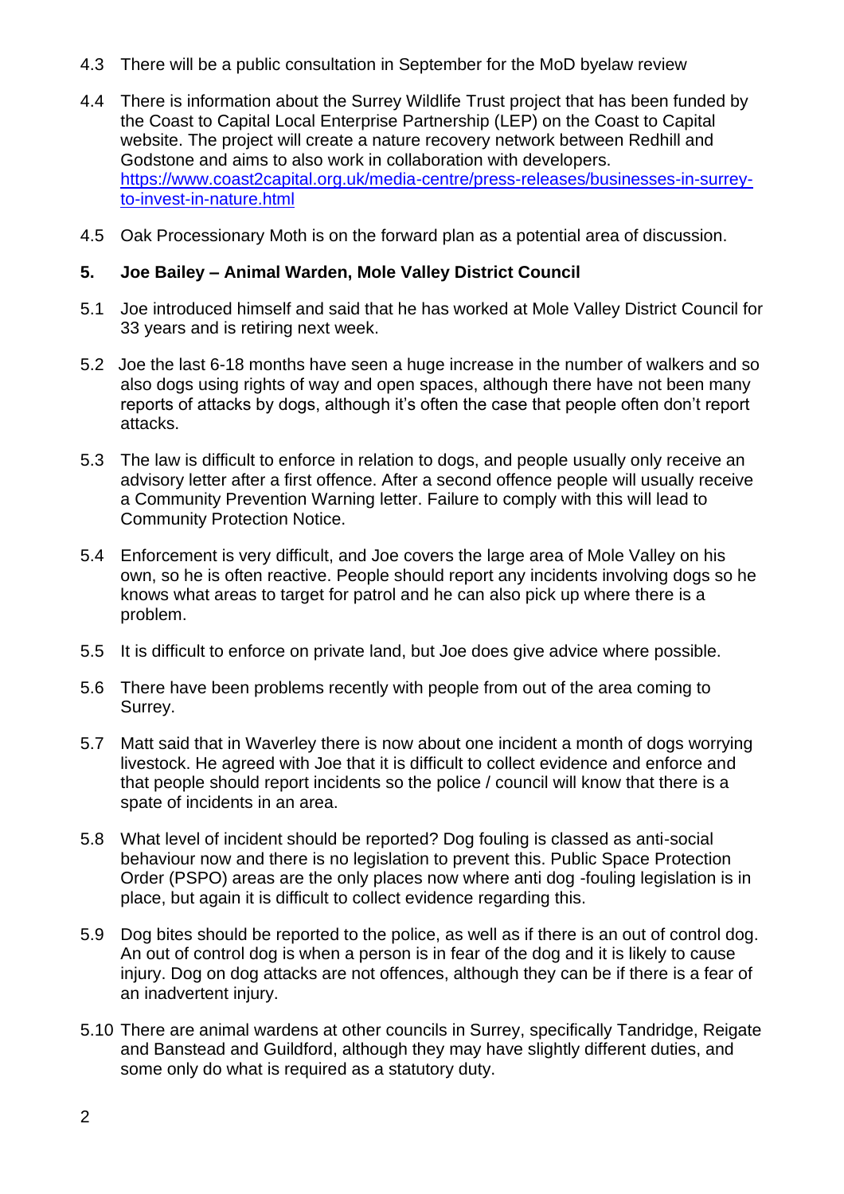4.3 There will be a public consultation in September for the MoD byelaw review

4.4 There is information about the Surrey Wildlife Trust project that has been funded by the Coast to Capital Local Enterprise Partnership (LEP) on the Coast to Capital website. The project will create a nature recovery network between Redhill and Godstone and aims to also work in collaboration with developers. [https://www.coast2capital.org.uk/media-centre/press-releases/businesses-in-surrey-to-invest-in-nature.html](https://www.coast2capital.org.uk/media-centre/press-releases/businesses-in-surrey-to-invest-in-nature.html)

4.5 Oak Processionary Moth is on the forward plan as a potential area of discussion.

**5. Joe Bailey – Animal Warden, Mole Valley District Council**

5.1 Joe introduced himself and said that he has worked at Mole Valley District Council for 33 years and is retiring next week.

5.2 Joe the last 6-18 months have seen a huge increase in the number of walkers and so also dogs using rights of way and open spaces, although there have not been many reports of attacks by dogs, although it's often the case that people often don't report attacks.

5.3 The law is difficult to enforce in relation to dogs, and people usually only receive an advisory letter after a first offence. After a second offence people will usually receive a Community Prevention Warning letter. Failure to comply with this will lead to Community Protection Notice.

5.4 Enforcement is very difficult, and Joe covers the large area of Mole Valley on his own, so he is often reactive. People should report any incidents involving dogs so he knows what areas to target for patrol and he can also pick up where there is a problem.

5.5 It is difficult to enforce on private land, but Joe does give advice where possible.

5.6 There have been problems recently with people from out of the area coming to Surrey.

5.7 Matt said that in Waverley there is now about one incident a month of dogs worrying livestock. He agreed with Joe that it is difficult to collect evidence and enforce and that people should report incidents so the police / council will know that there is a spate of incidents in an area.

5.8 What level of incident should be reported? Dog fouling is classed as anti-social behaviour now and there is no legislation to prevent this. Public Space Protection Order (PSPO) areas are the only places now where anti dog -fouling legislation is in place, but again it is difficult to collect evidence regarding this.

5.9 Dog bites should be reported to the police, as well as if there is an out of control dog. An out of control dog is when a person is in fear of the dog and it is likely to cause injury. Dog on dog attacks are not offences, although they can be if there is a fear of an inadvertent injury.

5.10 There are animal wardens at other councils in Surrey, specifically Tandridge, Reigate and Banstead and Guildford, although they may have slightly different duties, and some only do what is required as a statutory duty.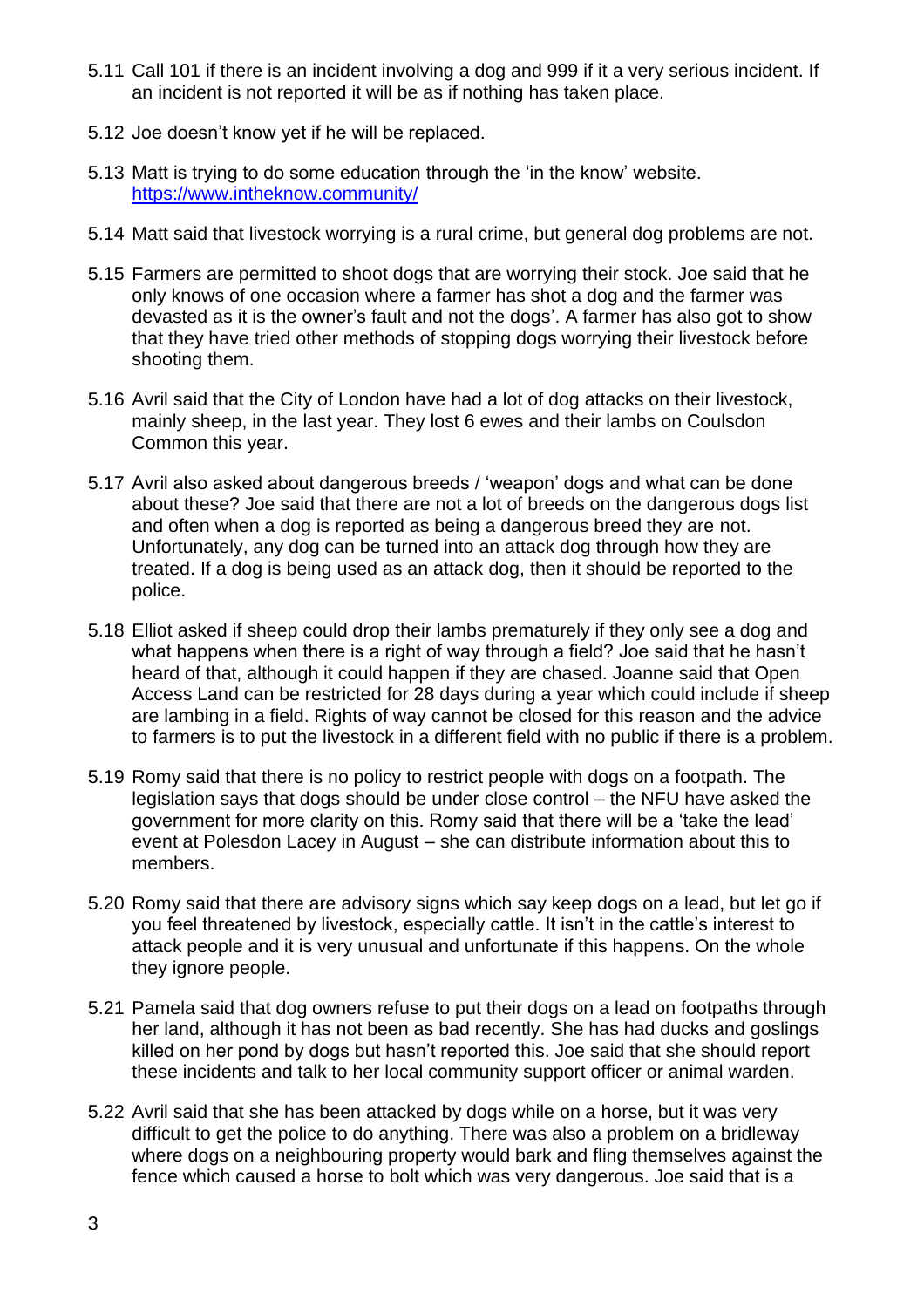5.11 Call 101 if there is an incident involving a dog and 999 if it a very serious incident. If an incident is not reported it will be as if nothing has taken place.

5.12 Joe doesn't know yet if he will be replaced.

5.13 Matt is trying to do some education through the 'in the know' website. https://www.intheknow.community/

5.14 Matt said that livestock worrying is a rural crime, but general dog problems are not.

5.15 Farmers are permitted to shoot dogs that are worrying their stock. Joe said that he only knows of one occasion where a farmer has shot a dog and the farmer was devasted as it is the owner's fault and not the dogs'. A farmer has also got to show that they have tried other methods of stopping dogs worrying their livestock before shooting them.

5.16 Avril said that the City of London have had a lot of dog attacks on their livestock, mainly sheep, in the last year. They lost 6 ewes and their lambs on Coulsdon Common this year.

5.17 Avril also asked about dangerous breeds / 'weapon' dogs and what can be done about these? Joe said that there are not a lot of breeds on the dangerous dogs list and often when a dog is reported as being a dangerous breed they are not. Unfortunately, any dog can be turned into an attack dog through how they are treated. If a dog is being used as an attack dog, then it should be reported to the police.

5.18 Elliot asked if sheep could drop their lambs prematurely if they only see a dog and what happens when there is a right of way through a field? Joe said that he hasn't heard of that, although it could happen if they are chased. Joanne said that Open Access Land can be restricted for 28 days during a year which could include if sheep are lambing in a field. Rights of way cannot be closed for this reason and the advice to farmers is to put the livestock in a different field with no public if there is a problem.

5.19 Romy said that there is no policy to restrict people with dogs on a footpath. The legislation says that dogs should be under close control – the NFU have asked the government for more clarity on this. Romy said that there will be a 'take the lead' event at Polesdon Lacey in August – she can distribute information about this to members.

5.20 Romy said that there are advisory signs which say keep dogs on a lead, but let go if you feel threatened by livestock, especially cattle. It isn't in the cattle's interest to attack people and it is very unusual and unfortunate if this happens. On the whole they ignore people.

5.21 Pamela said that dog owners refuse to put their dogs on a lead on footpaths through her land, although it has not been as bad recently. She has had ducks and goslings killed on her pond by dogs but hasn't reported this. Joe said that she should report these incidents and talk to her local community support officer or animal warden.

5.22 Avril said that she has been attacked by dogs while on a horse, but it was very difficult to get the police to do anything. There was also a problem on a bridleway where dogs on a neighbouring property would bark and fling themselves against the fence which caused a horse to bolt which was very dangerous. Joe said that is a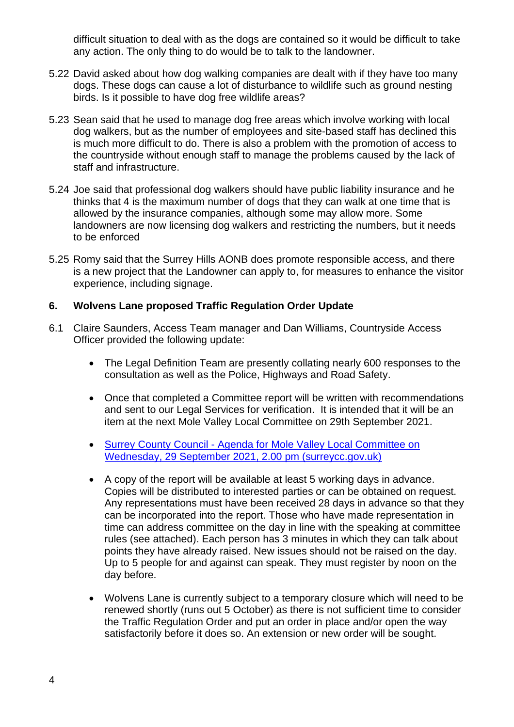difficult situation to deal with as the dogs are contained so it would be difficult to take any action. The only thing to do would be to talk to the landowner.

5.22 David asked about how dog walking companies are dealt with if they have too many dogs. These dogs can cause a lot of disturbance to wildlife such as ground nesting birds. Is it possible to have dog free wildlife areas?

5.23 Sean said that he used to manage dog free areas which involve working with local dog walkers, but as the number of employees and site-based staff has declined this is much more difficult to do. There is also a problem with the promotion of access to the countryside without enough staff to manage the problems caused by the lack of staff and infrastructure.

5.24 Joe said that professional dog walkers should have public liability insurance and he thinks that 4 is the maximum number of dogs that they can walk at one time that is allowed by the insurance companies, although some may allow more. Some landowners are now licensing dog walkers and restricting the numbers, but it needs to be enforced

5.25 Romy said that the Surrey Hills AONB does promote responsible access, and there is a new project that the Landowner can apply to, for measures to enhance the visitor experience, including signage.

## 6. Wolvens Lane proposed Traffic Regulation Order Update

6.1 Claire Saunders, Access Team manager and Dan Williams, Countryside Access Officer provided the following update:

- The Legal Definition Team are presently collating nearly 600 responses to the consultation as well as the Police, Highways and Road Safety.

- Once that completed a Committee report will be written with recommendations and sent to our Legal Services for verification. It is intended that it will be an item at the next Mole Valley Local Committee on 29th September 2021.

- Surrey County Council - Agenda for Mole Valley Local Committee on Wednesday, 29 September 2021, 2.00 pm (surreycc.gov.uk)

- A copy of the report will be available at least 5 working days in advance. Copies will be distributed to interested parties or can be obtained on request. Any representations must have been received 28 days in advance so that they can be incorporated into the report. Those who have made representation in time can address committee on the day in line with the speaking at committee rules (see attached). Each person has 3 minutes in which they can talk about points they have already raised. New issues should not be raised on the day. Up to 5 people for and against can speak. They must register by noon on the day before.

- Wolvens Lane is currently subject to a temporary closure which will need to be renewed shortly (runs out 5 October) as there is not sufficient time to consider the Traffic Regulation Order and put an order in place and/or open the way satisfactorily before it does so. An extension or new order will be sought.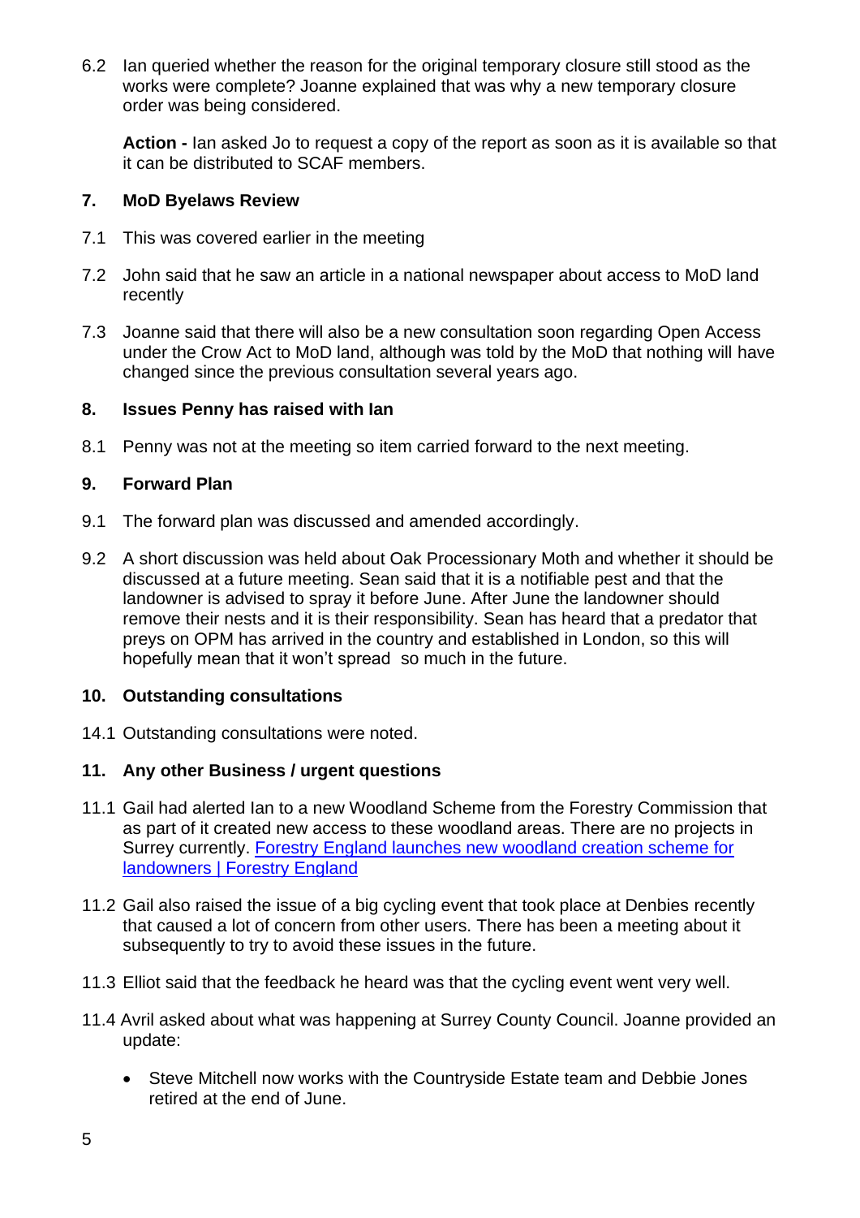6.2 Ian queried whether the reason for the original temporary closure still stood as the works were complete? Joanne explained that was why a new temporary closure order was being considered.

**Action -** Ian asked Jo to request a copy of the report as soon as it is available so that it can be distributed to SCAF members.

## 7. MoD Byelaws Review

7.1 This was covered earlier in the meeting

7.2 John said that he saw an article in a national newspaper about access to MoD land recently

7.3 Joanne said that there will also be a new consultation soon regarding Open Access under the Crow Act to MoD land, although was told by the MoD that nothing will have changed since the previous consultation several years ago.

## 8. Issues Penny has raised with Ian

8.1 Penny was not at the meeting so item carried forward to the next meeting.

## 9. Forward Plan

9.1 The forward plan was discussed and amended accordingly.

9.2 A short discussion was held about Oak Processionary Moth and whether it should be discussed at a future meeting. Sean said that it is a notifiable pest and that the landowner is advised to spray it before June. After June the landowner should remove their nests and it is their responsibility. Sean has heard that a predator that preys on OPM has arrived in the country and established in London, so this will hopefully mean that it won't spread so much in the future.

## 10. Outstanding consultations

14.1 Outstanding consultations were noted.

## 11. Any other Business / urgent questions

11.1 Gail had alerted Ian to a new Woodland Scheme from the Forestry Commission that as part of it created new access to these woodland areas. There are no projects in Surrey currently. [Forestry England launches new woodland creation scheme for landowners | Forestry England]

11.2 Gail also raised the issue of a big cycling event that took place at Denbies recently that caused a lot of concern from other users. There has been a meeting about it subsequently to try to avoid these issues in the future.

11.3 Elliot said that the feedback he heard was that the cycling event went very well.

11.4 Avril asked about what was happening at Surrey County Council. Joanne provided an update:

- Steve Mitchell now works with the Countryside Estate team and Debbie Jones retired at the end of June.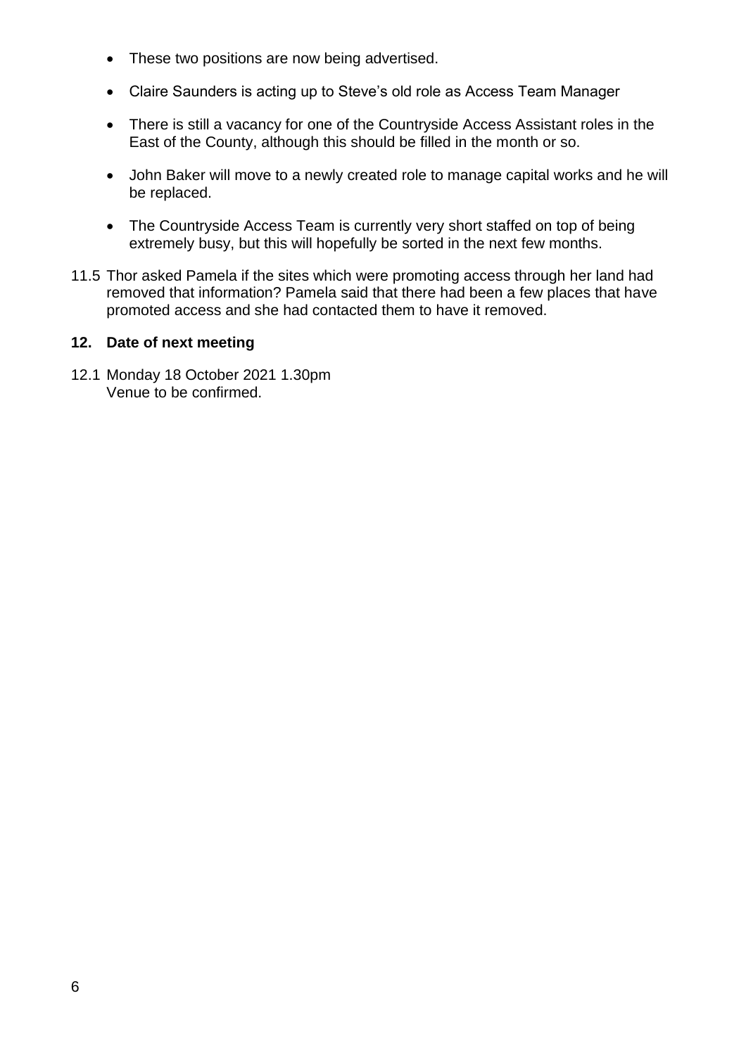- These two positions are now being advertised.
- Claire Saunders is acting up to Steve's old role as Access Team Manager
- There is still a vacancy for one of the Countryside Access Assistant roles in the East of the County, although this should be filled in the month or so.
- John Baker will move to a newly created role to manage capital works and he will be replaced.
- The Countryside Access Team is currently very short staffed on top of being extremely busy, but this will hopefully be sorted in the next few months.

11.5 Thor asked Pamela if the sites which were promoting access through her land had removed that information? Pamela said that there had been a few places that have promoted access and she had contacted them to have it removed.

## 12. Date of next meeting

12.1 Monday 18 October 2021 1.30pm
Venue to be confirmed.